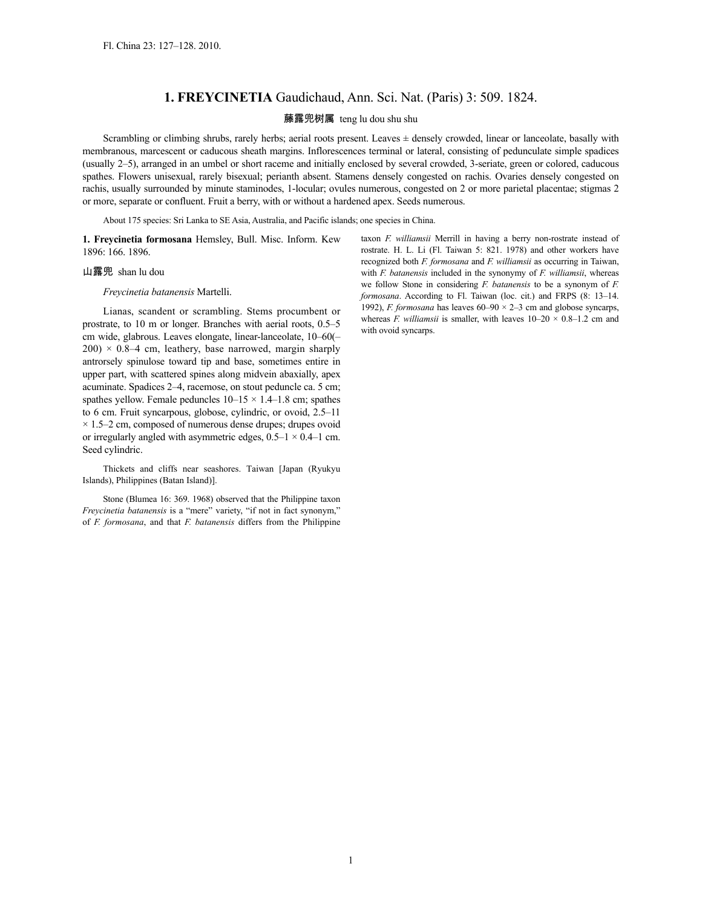Fl. China 23: 127–128. 2010.

# 1. FREYCINETIA Gaudichaud, Ann. Sci. Nat. (Paris) 3: 509. 1824.

藤露兜树属 teng lu dou shu shu

Scrambling or climbing shrubs, rarely herbs; aerial roots present. Leaves ± densely crowded, linear or lanceolate, basally with membranous, marcescent or caducous sheath margins. Inflorescences terminal or lateral, consisting of pedunculate simple spadices (usually 2–5), arranged in an umbel or short raceme and initially enclosed by several crowded, 3-seriate, green or colored, caducous spathes. Flowers unisexual, rarely bisexual; perianth absent. Stamens densely congested on rachis. Ovaries densely congested on rachis, usually surrounded by minute staminodes, 1-locular; ovules numerous, congested on 2 or more parietal placentae; stigmas 2 or more, separate or confluent. Fruit a berry, with or without a hardened apex. Seeds numerous.

About 175 species: Sri Lanka to SE Asia, Australia, and Pacific islands; one species in China.

**1. Freycinetia formosana** Hemsley, Bull. Misc. Inform. Kew 1896: 166. 1896.

山露兜 shan lu dou

*Freycinetia batanensis* Martelli.

Lianas, scandent or scrambling. Stems procumbent or prostrate, to 10 m or longer. Branches with aerial roots, 0.5–5 cm wide, glabrous. Leaves elongate, linear-lanceolate, 10–60(–200) × 0.8–4 cm, leathery, base narrowed, margin sharply antrorsely spinulose toward tip and base, sometimes entire in upper part, with scattered spines along midvein abaxially, apex acuminate. Spadices 2–4, racemose, on stout peduncle ca. 5 cm; spathes yellow. Female peduncles 10–15 × 1.4–1.8 cm; spathes to 6 cm. Fruit syncarpous, globose, cylindric, or ovoid, 2.5–11 × 1.5–2 cm, composed of numerous dense drupes; drupes ovoid or irregularly angled with asymmetric edges, 0.5–1 × 0.4–1 cm. Seed cylindric.

Thickets and cliffs near seashores. Taiwan [Japan (Ryukyu Islands), Philippines (Batan Island)].

Stone (Blumea 16: 369. 1968) observed that the Philippine taxon *Freycinetia batanensis* is a "mere" variety, "if not in fact synonym," of *F. formosana*, and that *F. batanensis* differs from the Philippine taxon *F. williamsii* Merrill in having a berry non-rostrate instead of rostrate. H. L. Li (Fl. Taiwan 5: 821. 1978) and other workers have recognized both *F. formosana* and *F. williamsii* as occurring in Taiwan, with *F. batanensis* included in the synonymy of *F. williamsii*, whereas we follow Stone in considering *F. batanensis* to be a synonym of *F. formosana*. According to Fl. Taiwan (loc. cit.) and FRPS (8: 13–14. 1992), *F. formosana* has leaves 60–90 × 2–3 cm and globose syncarps, whereas *F. williamsii* is smaller, with leaves 10–20 × 0.8–1.2 cm and with ovoid syncarps.